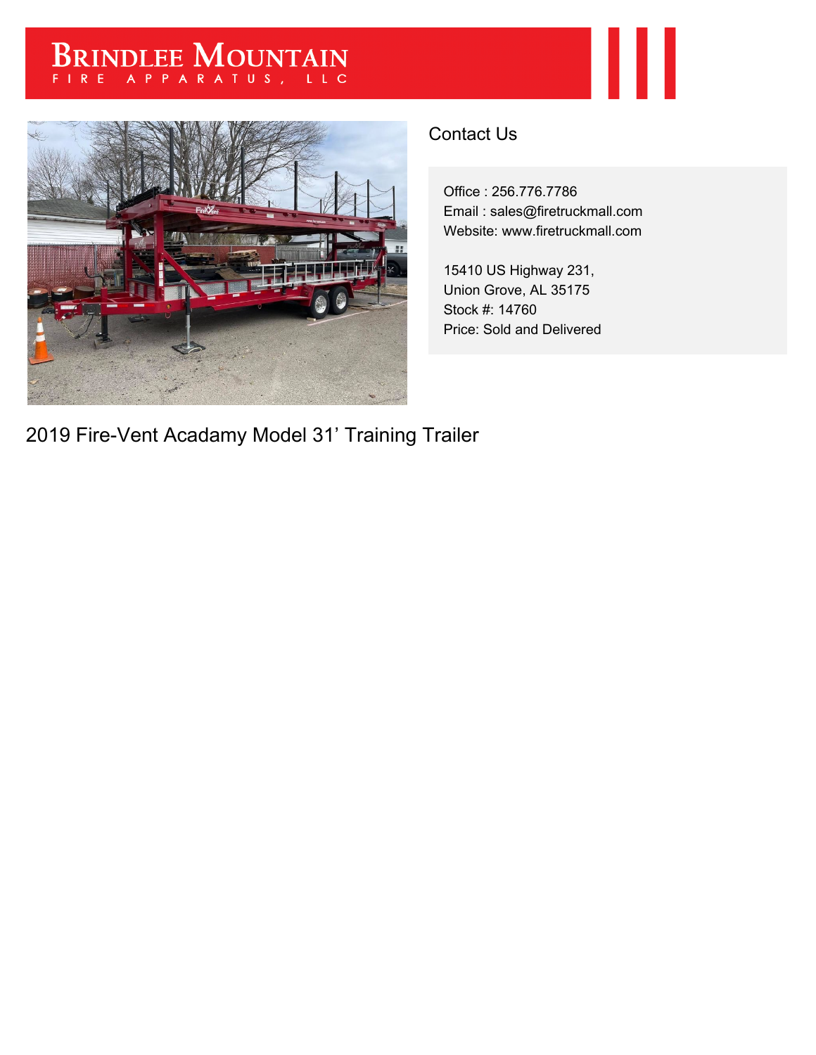# Brindlee Mountain
FIRE APPARATUS, LLC

## Contact Us

Office : 256.776.7786
Email : sales@firetruckmall.com
Website: www.firetruckmall.com

15410 US Highway 231,
Union Grove, AL 35175
Stock #: 14760
Price: Sold and Delivered

## 2019 Fire-Vent Acadamy Model 31' Training Trailer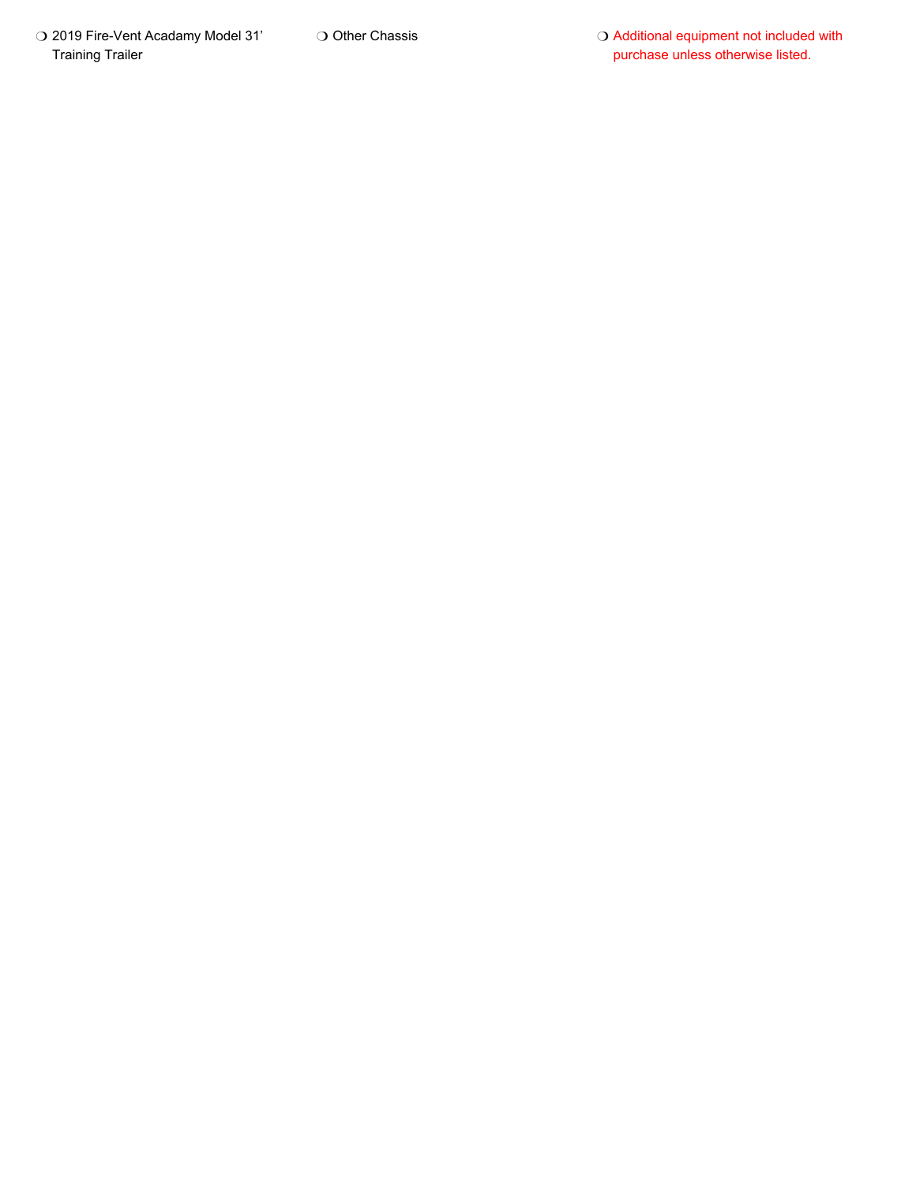- 2019 Fire-Vent Acadamy Model 31' Training Trailer
- Other Chassis
- Additional equipment not included with purchase unless otherwise listed.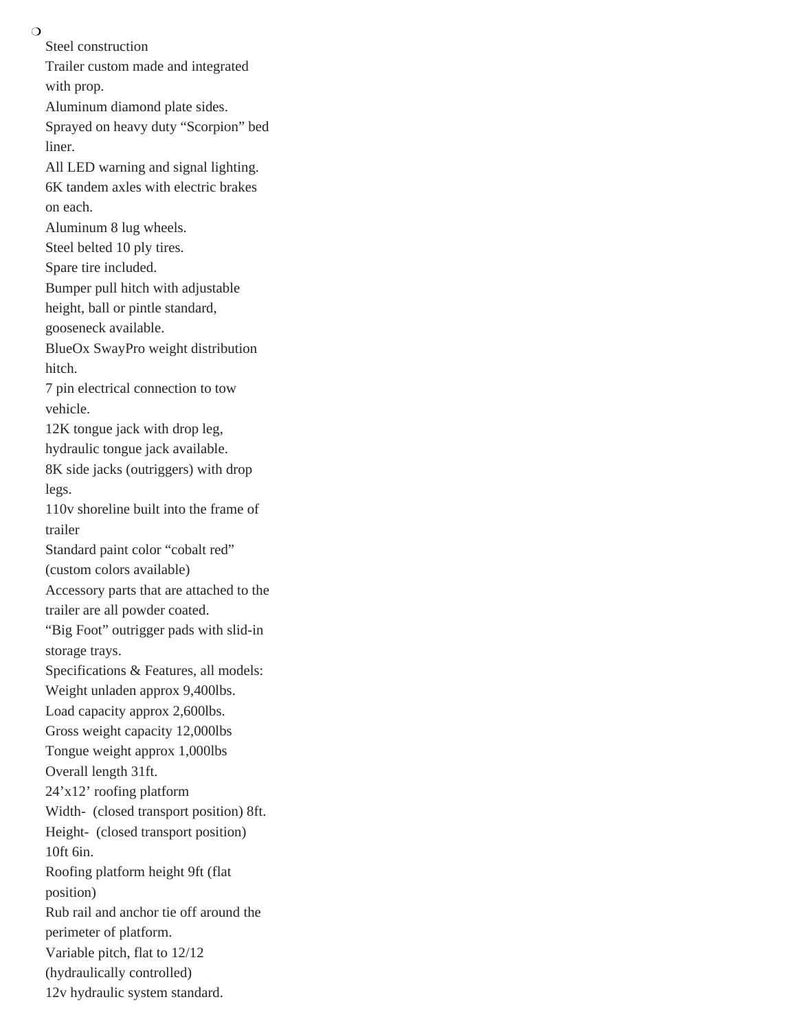- Steel construction
  Trailer custom made and integrated with prop.
  Aluminum diamond plate sides.
  Sprayed on heavy duty "Scorpion" bed liner.
  All LED warning and signal lighting.
  6K tandem axles with electric brakes on each.
  Aluminum 8 lug wheels.
  Steel belted 10 ply tires.
  Spare tire included.
  Bumper pull hitch with adjustable height, ball or pintle standard, gooseneck available.
  BlueOx SwayPro weight distribution hitch.
  7 pin electrical connection to tow vehicle.
  12K tongue jack with drop leg, hydraulic tongue jack available.
  8K side jacks (outriggers) with drop legs.
  110v shoreline built into the frame of trailer
  Standard paint color "cobalt red" (custom colors available)
  Accessory parts that are attached to the trailer are all powder coated.
  "Big Foot" outrigger pads with slid-in storage trays.
  Specifications & Features, all models:
  Weight unladen approx 9,400lbs.
  Load capacity approx 2,600lbs.
  Gross weight capacity 12,000lbs
  Tongue weight approx 1,000lbs
  Overall length 31ft.
  24'x12' roofing platform
  Width- (closed transport position) 8ft.
  Height- (closed transport position) 10ft 6in.
  Roofing platform height 9ft (flat position)
  Rub rail and anchor tie off around the perimeter of platform.
  Variable pitch, flat to 12/12 (hydraulically controlled)
  12v hydraulic system standard.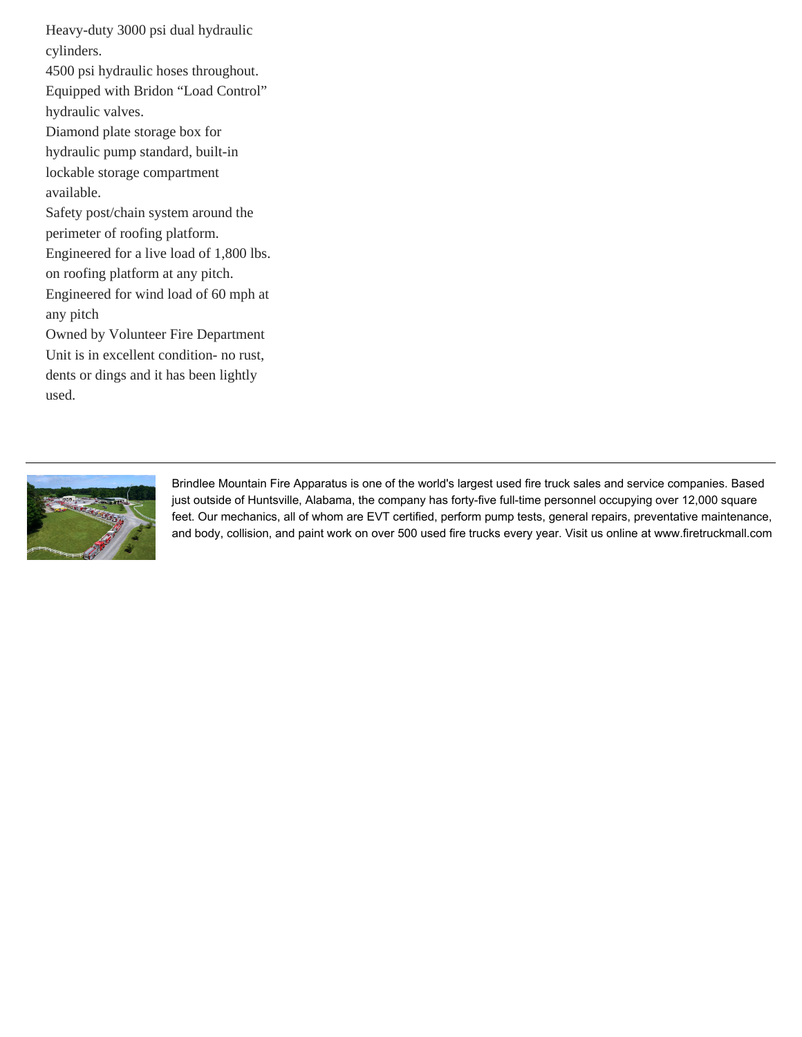Heavy-duty 3000 psi dual hydraulic cylinders.
4500 psi hydraulic hoses throughout.
Equipped with Bridon “Load Control” hydraulic valves.
Diamond plate storage box for hydraulic pump standard, built-in lockable storage compartment available.
Safety post/chain system around the perimeter of roofing platform.
Engineered for a live load of 1,800 lbs. on roofing platform at any pitch.
Engineered for wind load of 60 mph at any pitch
Owned by Volunteer Fire Department
Unit is in excellent condition- no rust, dents or dings and it has been lightly used.

---

Brindlee Mountain Fire Apparatus is one of the world's largest used fire truck sales and service companies. Based just outside of Huntsville, Alabama, the company has forty-five full-time personnel occupying over 12,000 square feet. Our mechanics, all of whom are EVT certified, perform pump tests, general repairs, preventative maintenance, and body, collision, and paint work on over 500 used fire trucks every year. Visit us online at www.firetruckmall.com